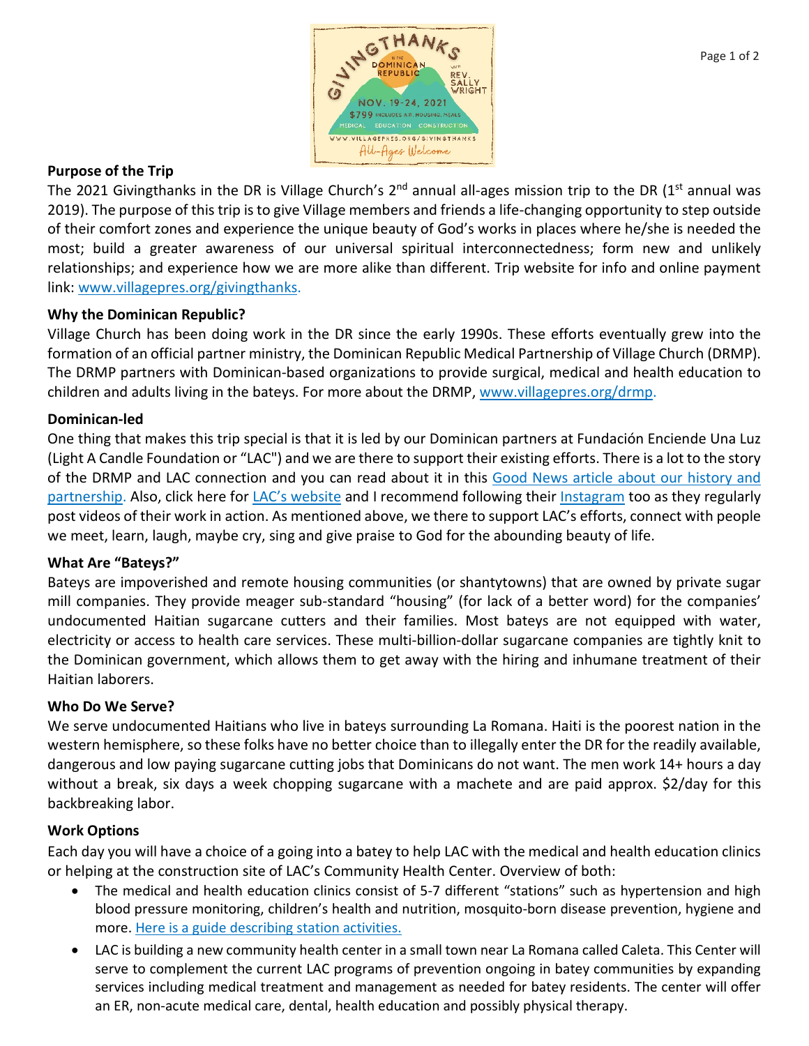## Purpose of the Trip

The 2021 Givingthanks in the DR is Village Church's 2nd annual all-ages mission trip to the DR (1st annual was 2019). The purpose of this trip is to give Village members and friends a life-changing opportunity to step outside of their comfort zones and experience the unique beauty of God's works in places where he/she is needed the most; build a greater awareness of our universal spiritual interconnectedness; form new and unlikely relationships; and experience how we are more alike than different. Trip website for info and online payment link: www.villagepres.org/givingthanks.

## Why the Dominican Republic?

Village Church has been doing work in the DR since the early 1990s. These efforts eventually grew into the formation of an official partner ministry, the Dominican Republic Medical Partnership of Village Church (DRMP). The DRMP partners with Dominican-based organizations to provide surgical, medical and health education to children and adults living in the bateys. For more about the DRMP, www.villagepres.org/drmp.

## Dominican-led

One thing that makes this trip special is that it is led by our Dominican partners at Fundación Enciende Una Luz (Light A Candle Foundation or "LAC") and we are there to support their existing efforts. There is a lot to the story of the DRMP and LAC connection and you can read about it in this Good News article about our history and partnership. Also, click here for LAC's website and I recommend following their Instagram too as they regularly post videos of their work in action. As mentioned above, we there to support LAC's efforts, connect with people we meet, learn, laugh, maybe cry, sing and give praise to God for the abounding beauty of life.

## What Are "Bateys?"

Bateys are impoverished and remote housing communities (or shantytowns) that are owned by private sugar mill companies. They provide meager sub-standard "housing" (for lack of a better word) for the companies' undocumented Haitian sugarcane cutters and their families. Most bateys are not equipped with water, electricity or access to health care services. These multi-billion-dollar sugarcane companies are tightly knit to the Dominican government, which allows them to get away with the hiring and inhumane treatment of their Haitian laborers.

## Who Do We Serve?

We serve undocumented Haitians who live in bateys surrounding La Romana. Haiti is the poorest nation in the western hemisphere, so these folks have no better choice than to illegally enter the DR for the readily available, dangerous and low paying sugarcane cutting jobs that Dominicans do not want. The men work 14+ hours a day without a break, six days a week chopping sugarcane with a machete and are paid approx. $2/day for this backbreaking labor.

## Work Options

Each day you will have a choice of a going into a batey to help LAC with the medical and health education clinics or helping at the construction site of LAC's Community Health Center. Overview of both:

- The medical and health education clinics consist of 5-7 different "stations" such as hypertension and high blood pressure monitoring, children's health and nutrition, mosquito-born disease prevention, hygiene and more. Here is a guide describing station activities.
- LAC is building a new community health center in a small town near La Romana called Caleta. This Center will serve to complement the current LAC programs of prevention ongoing in batey communities by expanding services including medical treatment and management as needed for batey residents. The center will offer an ER, non-acute medical care, dental, health education and possibly physical therapy.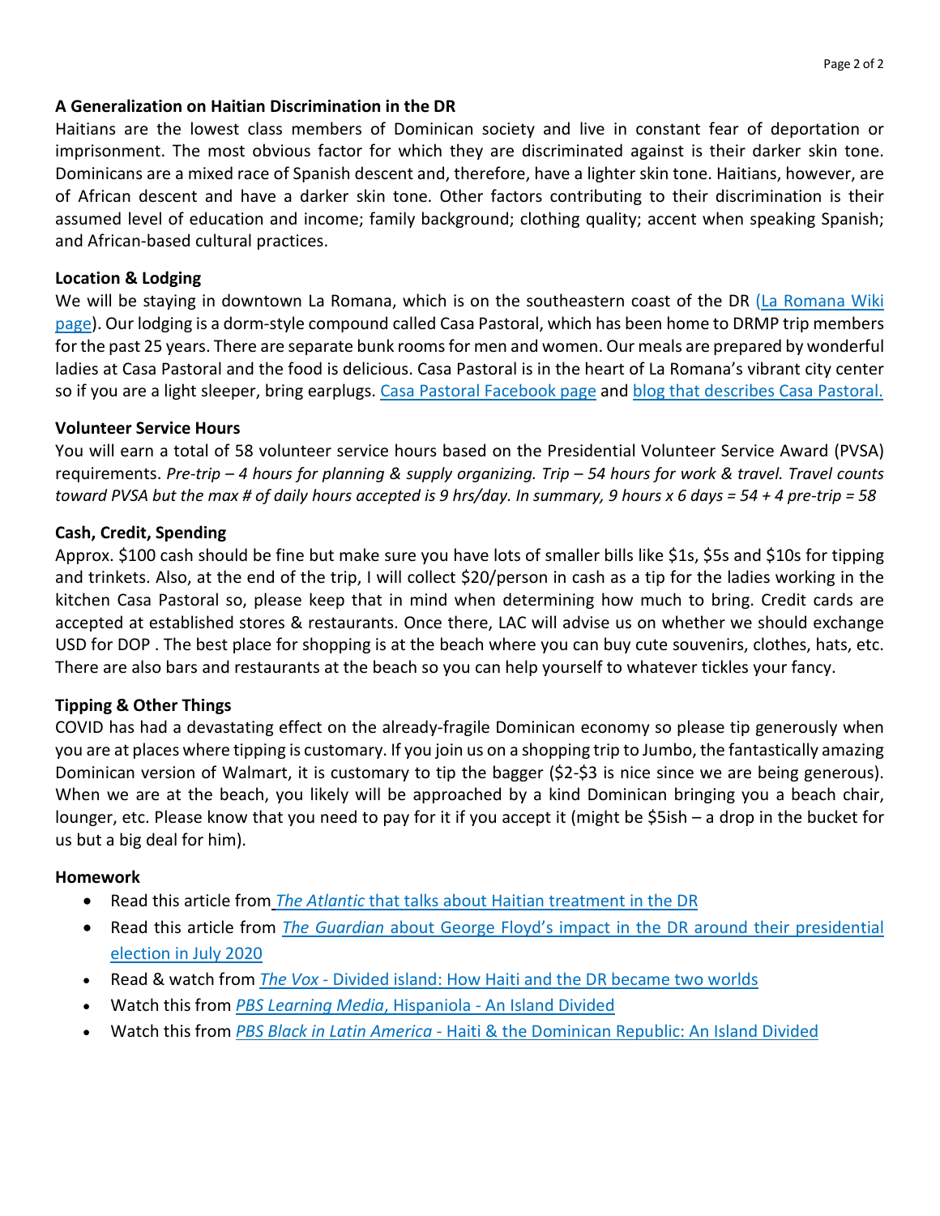**A Generalization on Haitian Discrimination in the DR**

Haitians are the lowest class members of Dominican society and live in constant fear of deportation or imprisonment. The most obvious factor for which they are discriminated against is their darker skin tone. Dominicans are a mixed race of Spanish descent and, therefore, have a lighter skin tone. Haitians, however, are of African descent and have a darker skin tone. Other factors contributing to their discrimination is their assumed level of education and income; family background; clothing quality; accent when speaking Spanish; and African-based cultural practices.

**Location & Lodging**

We will be staying in downtown La Romana, which is on the southeastern coast of the DR (La Romana Wiki page). Our lodging is a dorm-style compound called Casa Pastoral, which has been home to DRMP trip members for the past 25 years. There are separate bunk rooms for men and women. Our meals are prepared by wonderful ladies at Casa Pastoral and the food is delicious. Casa Pastoral is in the heart of La Romana's vibrant city center so if you are a light sleeper, bring earplugs. Casa Pastoral Facebook page and blog that describes Casa Pastoral.

**Volunteer Service Hours**

You will earn a total of 58 volunteer service hours based on the Presidential Volunteer Service Award (PVSA) requirements. *Pre-trip – 4 hours for planning & supply organizing. Trip – 54 hours for work & travel. Travel counts toward PVSA but the max # of daily hours accepted is 9 hrs/day. In summary, 9 hours x 6 days = 54 + 4 pre-trip = 58*

**Cash, Credit, Spending**

Approx. $100 cash should be fine but make sure you have lots of smaller bills like $1s, $5s and $10s for tipping and trinkets. Also, at the end of the trip, I will collect $20/person in cash as a tip for the ladies working in the kitchen Casa Pastoral so, please keep that in mind when determining how much to bring. Credit cards are accepted at established stores & restaurants. Once there, LAC will advise us on whether we should exchange USD for DOP . The best place for shopping is at the beach where you can buy cute souvenirs, clothes, hats, etc. There are also bars and restaurants at the beach so you can help yourself to whatever tickles your fancy.

**Tipping & Other Things**

COVID has had a devastating effect on the already-fragile Dominican economy so please tip generously when you are at places where tipping is customary. If you join us on a shopping trip to Jumbo, the fantastically amazing Dominican version of Walmart, it is customary to tip the bagger ($2-$3 is nice since we are being generous). When we are at the beach, you likely will be approached by a kind Dominican bringing you a beach chair, lounger, etc. Please know that you need to pay for it if you accept it (might be $5ish – a drop in the bucket for us but a big deal for him).

**Homework**

- Read this article from *The Atlantic* that talks about Haitian treatment in the DR
- Read this article from *The Guardian* about George Floyd's impact in the DR around their presidential election in July 2020
- Read & watch from *The Vox* - Divided island: How Haiti and the DR became two worlds
- Watch this from *PBS Learning Media*, Hispaniola - An Island Divided
- Watch this from *PBS Black in Latin America* - Haiti & the Dominican Republic: An Island Divided